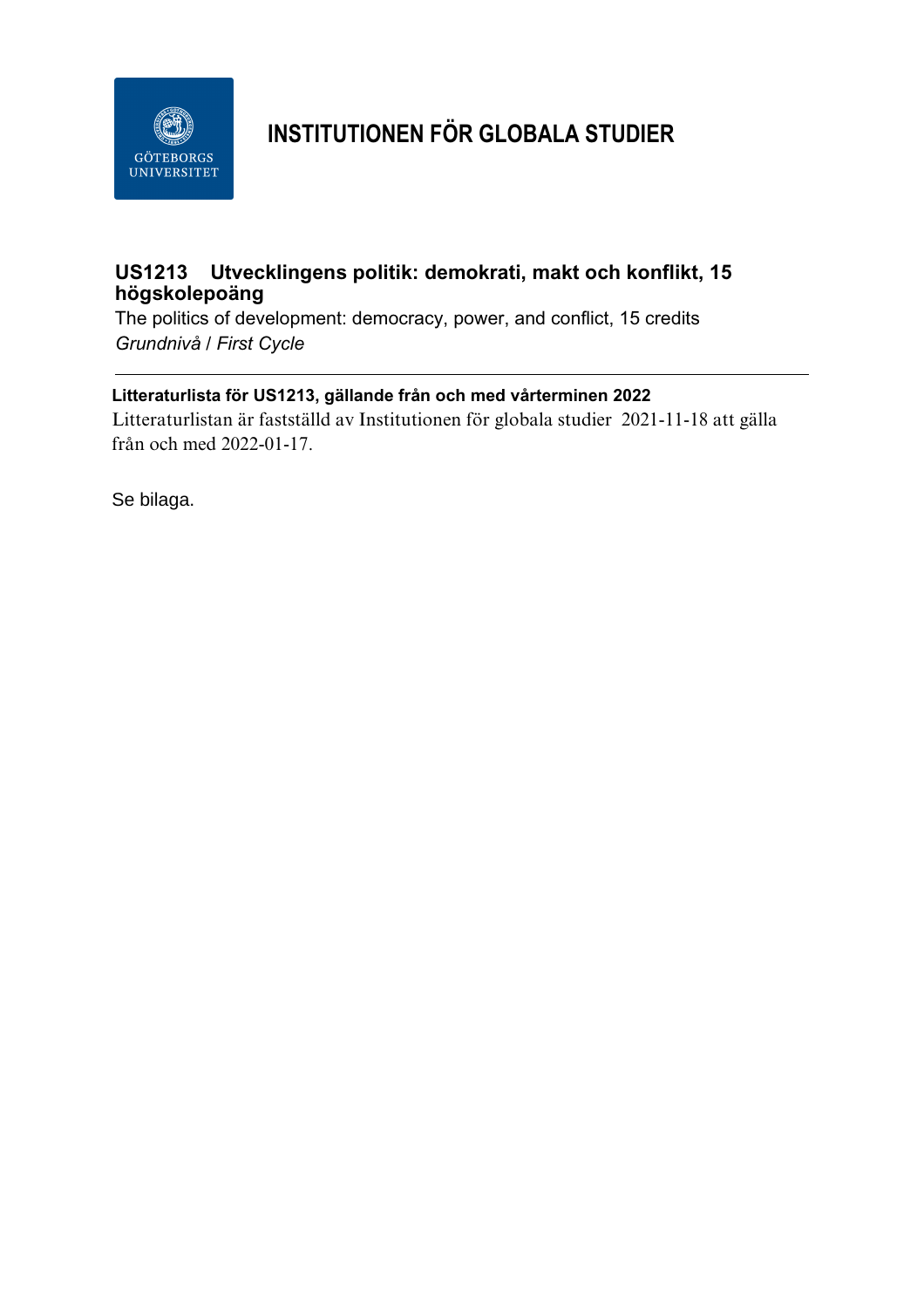# INSTITUTIONEN FÖR GLOBALA STUDIER

## US1213 Utvecklingens politik: demokrati, makt och konflikt, 15 högskolepoäng

The politics of development: democracy, power, and conflict, 15 credits

*Grundnivå / First Cycle*

---

**Litteraturlista för US1213, gällande från och med vårterminen 2022**

Litteraturlistan är fastställd av Institutionen för globala studier 2021-11-18 att gälla från och med 2022-01-17.

Se bilaga.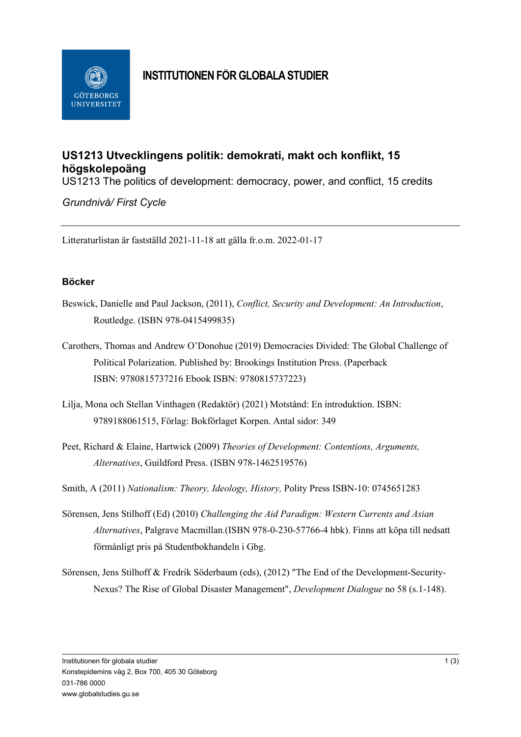**INSTITUTIONEN FÖR GLOBALA STUDIER**

## US1213 Utvecklingens politik: demokrati, makt och konflikt, 15 högskolepoäng

US1213 The politics of development: democracy, power, and conflict, 15 credits

*Grundnivå/ First Cycle*

---

Litteraturlistan är fastställd 2021-11-18 att gälla fr.o.m. 2022-01-17

### Böcker

Beswick, Danielle and Paul Jackson, (2011), *Conflict, Security and Development: An Introduction*, Routledge. (ISBN 978-0415499835)

Carothers, Thomas and Andrew O'Donohue (2019) Democracies Divided: The Global Challenge of Political Polarization. Published by: Brookings Institution Press. (Paperback ISBN: 9780815737216 Ebook ISBN: 9780815737223)

Lilja, Mona och Stellan Vinthagen (Redaktör) (2021) Motstånd: En introduktion. ISBN: 9789188061515, Förlag: Bokförlaget Korpen. Antal sidor: 349

Peet, Richard & Elaine, Hartwick (2009) *Theories of Development: Contentions, Arguments, Alternatives*, Guildford Press. (ISBN 978-1462519576)

Smith, A (2011) *Nationalism: Theory, Ideology, History,* Polity Press ISBN-10: 0745651283

Sörensen, Jens Stilhoff (Ed) (2010) *Challenging the Aid Paradigm: Western Currents and Asian Alternatives*, Palgrave Macmillan.(ISBN 978-0-230-57766-4 hbk). Finns att köpa till nedsatt förmånligt pris på Studentbokhandeln i Gbg.

Sörensen, Jens Stilhoff & Fredrik Söderbaum (eds), (2012) "The End of the Development-Security-Nexus? The Rise of Global Disaster Management", *Development Dialogue* no 58 (s.1-148).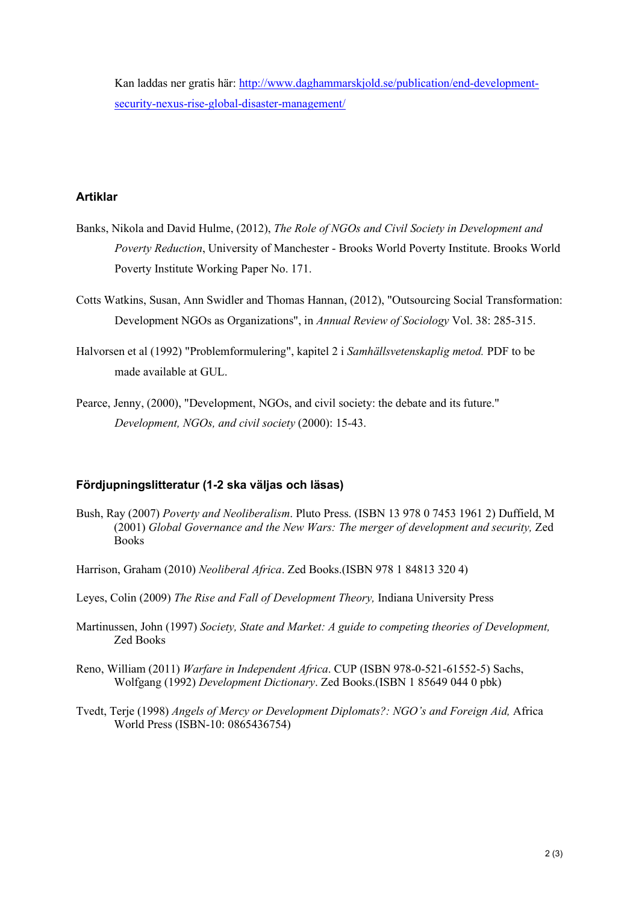Kan laddas ner gratis här: [http://www.daghammarskjold.se/publication/end-development-security-nexus-rise-global-disaster-management/](http://www.daghammarskjold.se/publication/end-development-security-nexus-rise-global-disaster-management/)

### Artiklar

Banks, Nikola and David Hulme, (2012), *The Role of NGOs and Civil Society in Development and Poverty Reduction*, University of Manchester - Brooks World Poverty Institute. Brooks World Poverty Institute Working Paper No. 171.

Cotts Watkins, Susan, Ann Swidler and Thomas Hannan, (2012), "Outsourcing Social Transformation: Development NGOs as Organizations", in *Annual Review of Sociology* Vol. 38: 285-315.

Halvorsen et al (1992) "Problemformulering", kapitel 2 i *Samhällsvetenskaplig metod.* PDF to be made available at GUL.

Pearce, Jenny, (2000), "Development, NGOs, and civil society: the debate and its future." *Development, NGOs, and civil society* (2000): 15-43.

### Fördjupningslitteratur (1-2 ska väljas och läsas)

Bush, Ray (2007) *Poverty and Neoliberalism*. Pluto Press. (ISBN 13 978 0 7453 1961 2) Duffield, M (2001) *Global Governance and the New Wars: The merger of development and security,* Zed Books

Harrison, Graham (2010) *Neoliberal Africa*. Zed Books.(ISBN 978 1 84813 320 4)

Leyes, Colin (2009) *The Rise and Fall of Development Theory,* Indiana University Press

Martinussen, John (1997) *Society, State and Market: A guide to competing theories of Development,* Zed Books

Reno, William (2011) *Warfare in Independent Africa*. CUP (ISBN 978-0-521-61552-5) Sachs, Wolfgang (1992) *Development Dictionary*. Zed Books.(ISBN 1 85649 044 0 pbk)

Tvedt, Terje (1998) *Angels of Mercy or Development Diplomats?: NGO's and Foreign Aid,* Africa World Press (ISBN-10: 0865436754)